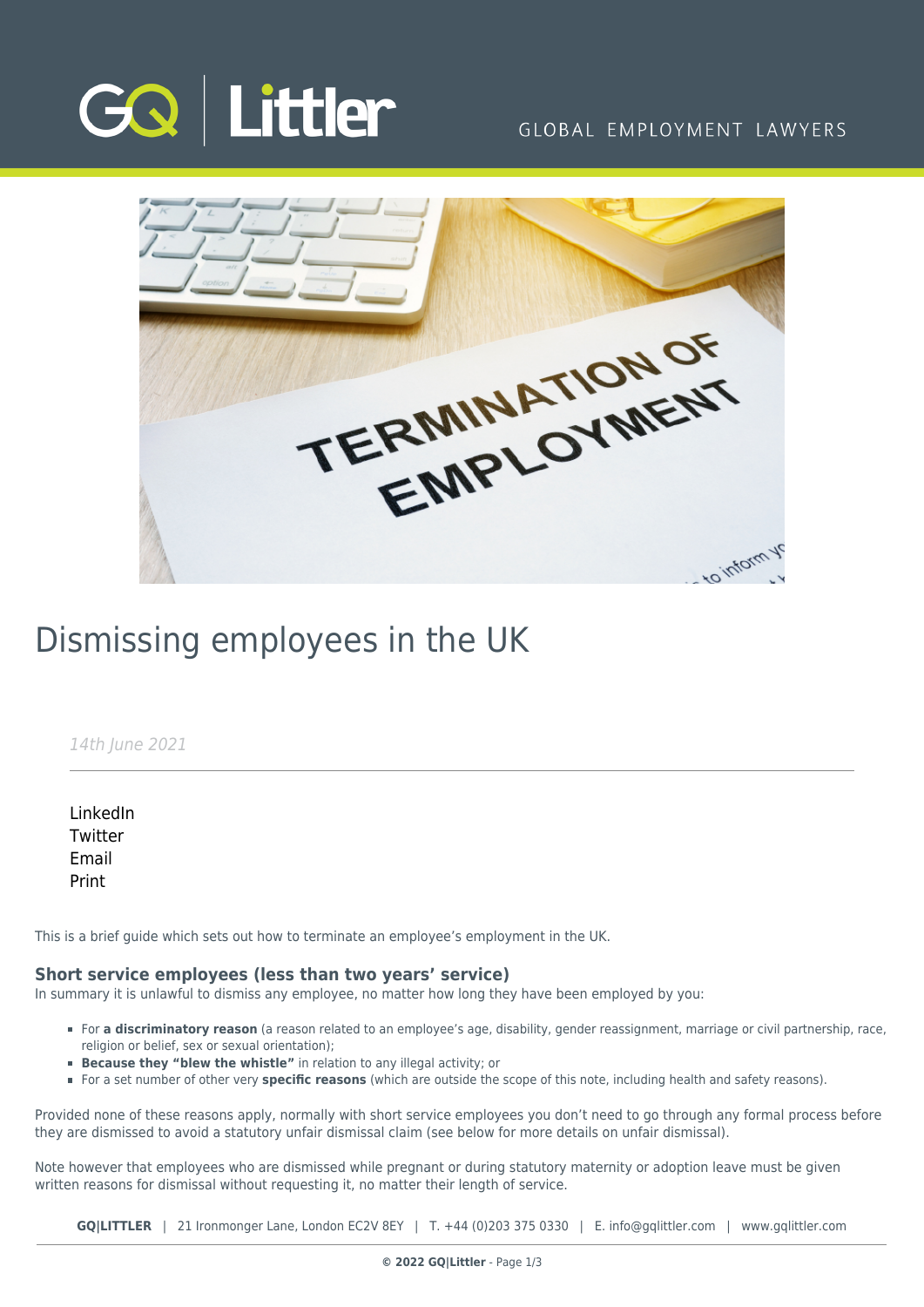# Dismissing employees in the UK

*14th June 2021*

LinkedIn
Twitter
Email
Print

This is a brief guide which sets out how to terminate an employee's employment in the UK.

### Short service employees (less than two years' service)

In summary it is unlawful to dismiss any employee, no matter how long they have been employed by you:

- For **a discriminatory reason** (a reason related to an employee's age, disability, gender reassignment, marriage or civil partnership, race, religion or belief, sex or sexual orientation);
- **Because they "blew the whistle"** in relation to any illegal activity; or
- For a set number of other very **specific reasons** (which are outside the scope of this note, including health and safety reasons).

Provided none of these reasons apply, normally with short service employees you don't need to go through any formal process before they are dismissed to avoid a statutory unfair dismissal claim (see below for more details on unfair dismissal).

Note however that employees who are dismissed while pregnant or during statutory maternity or adoption leave must be given written reasons for dismissal without requesting it, no matter their length of service.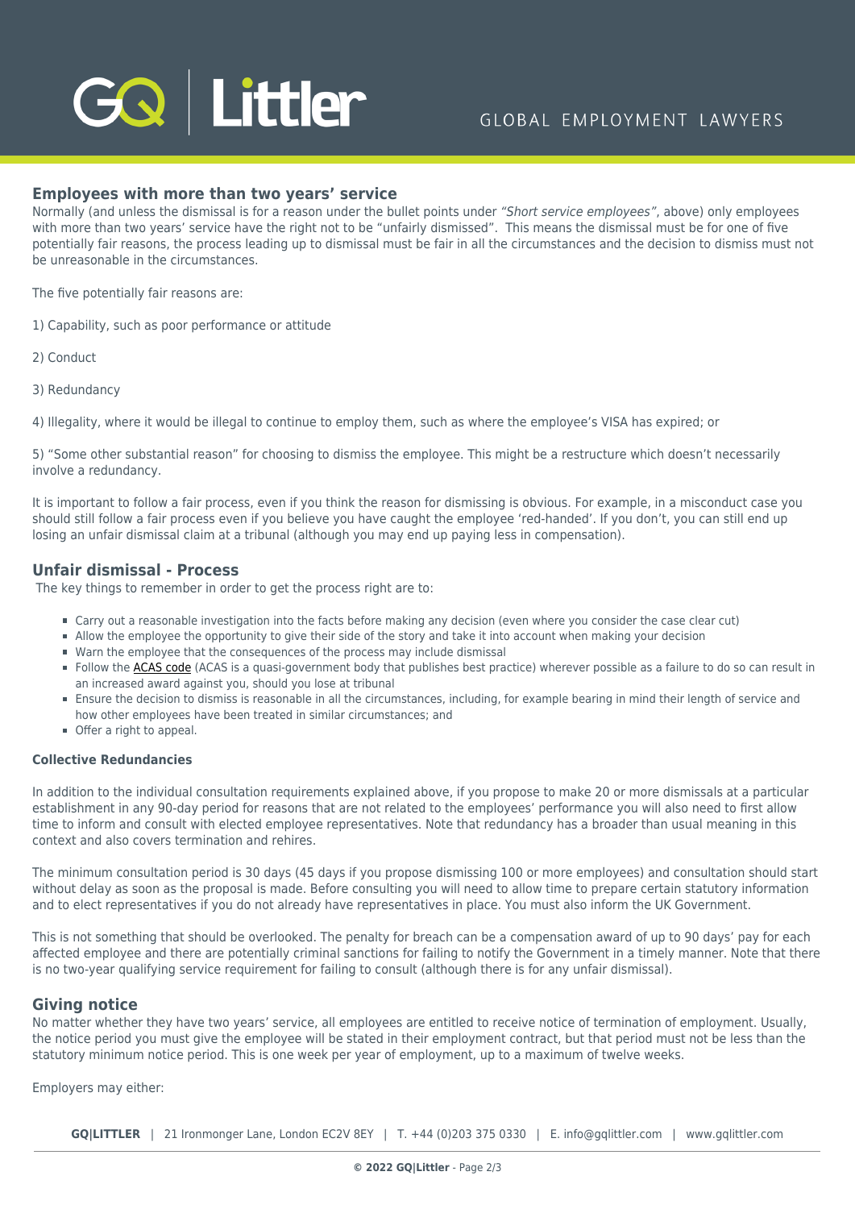## Employees with more than two years' service

Normally (and unless the dismissal is for a reason under the bullet points under *"Short service employees"*, above) only employees with more than two years' service have the right not to be "unfairly dismissed". This means the dismissal must be for one of five potentially fair reasons, the process leading up to dismissal must be fair in all the circumstances and the decision to dismiss must not be unreasonable in the circumstances.

The five potentially fair reasons are:

1) Capability, such as poor performance or attitude

2) Conduct

3) Redundancy

4) Illegality, where it would be illegal to continue to employ them, such as where the employee's VISA has expired; or

5) "Some other substantial reason" for choosing to dismiss the employee. This might be a restructure which doesn't necessarily involve a redundancy.

It is important to follow a fair process, even if you think the reason for dismissing is obvious. For example, in a misconduct case you should still follow a fair process even if you believe you have caught the employee 'red-handed'. If you don't, you can still end up losing an unfair dismissal claim at a tribunal (although you may end up paying less in compensation).

## Unfair dismissal - Process

The key things to remember in order to get the process right are to:

- Carry out a reasonable investigation into the facts before making any decision (even where you consider the case clear cut)
- Allow the employee the opportunity to give their side of the story and take it into account when making your decision
- Warn the employee that the consequences of the process may include dismissal
- Follow the ACAS code (ACAS is a quasi-government body that publishes best practice) wherever possible as a failure to do so can result in an increased award against you, should you lose at tribunal
- Ensure the decision to dismiss is reasonable in all the circumstances, including, for example bearing in mind their length of service and how other employees have been treated in similar circumstances; and
- Offer a right to appeal.

#### Collective Redundancies

In addition to the individual consultation requirements explained above, if you propose to make 20 or more dismissals at a particular establishment in any 90-day period for reasons that are not related to the employees' performance you will also need to first allow time to inform and consult with elected employee representatives. Note that redundancy has a broader than usual meaning in this context and also covers termination and rehires.

The minimum consultation period is 30 days (45 days if you propose dismissing 100 or more employees) and consultation should start without delay as soon as the proposal is made. Before consulting you will need to allow time to prepare certain statutory information and to elect representatives if you do not already have representatives in place. You must also inform the UK Government.

This is not something that should be overlooked. The penalty for breach can be a compensation award of up to 90 days' pay for each affected employee and there are potentially criminal sanctions for failing to notify the Government in a timely manner. Note that there is no two-year qualifying service requirement for failing to consult (although there is for any unfair dismissal).

## Giving notice

No matter whether they have two years' service, all employees are entitled to receive notice of termination of employment. Usually, the notice period you must give the employee will be stated in their employment contract, but that period must not be less than the statutory minimum notice period. This is one week per year of employment, up to a maximum of twelve weeks.

Employers may either: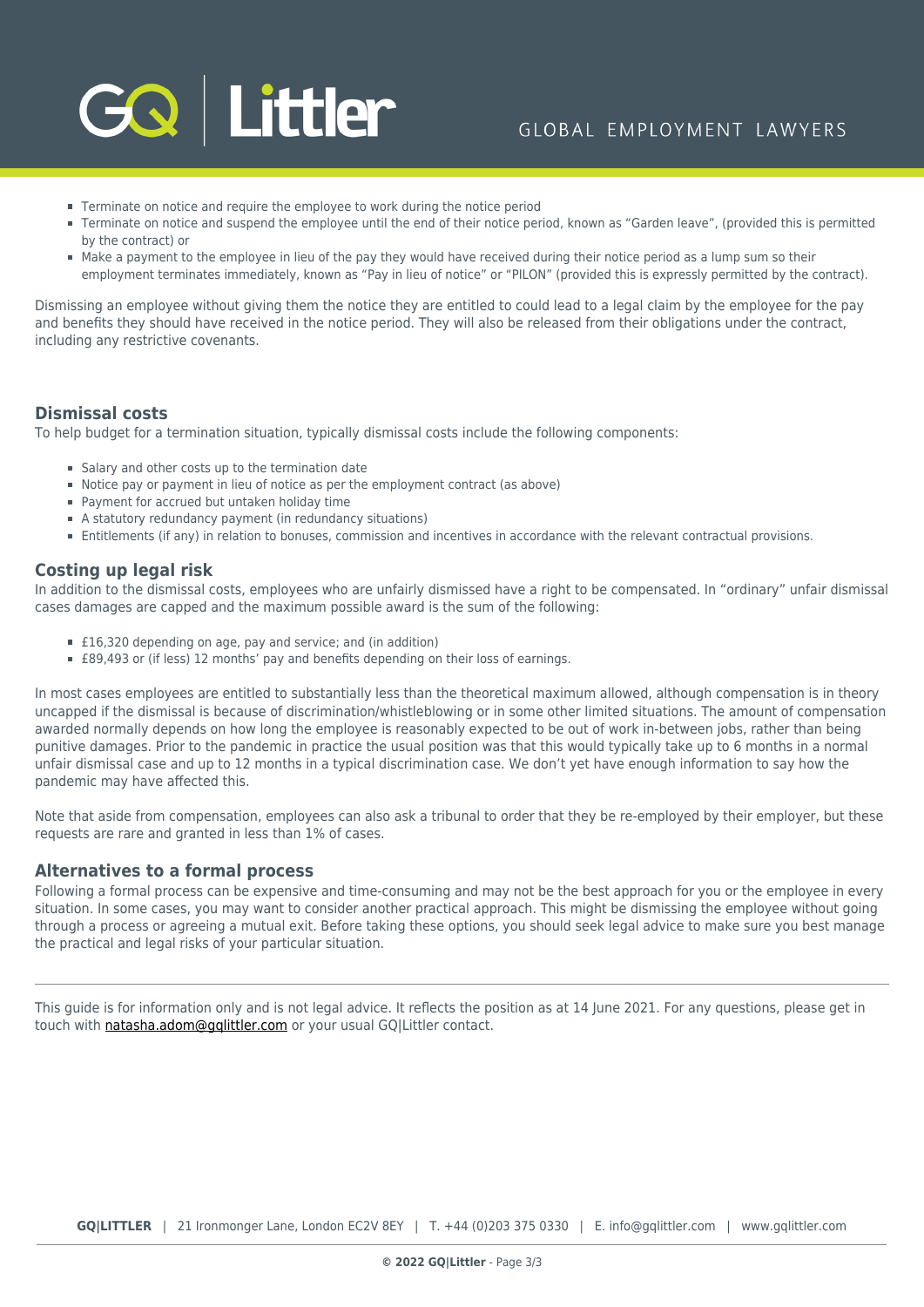- Terminate on notice and require the employee to work during the notice period
- Terminate on notice and suspend the employee until the end of their notice period, known as "Garden leave", (provided this is permitted by the contract) or
- Make a payment to the employee in lieu of the pay they would have received during their notice period as a lump sum so their employment terminates immediately, known as "Pay in lieu of notice" or "PILON" (provided this is expressly permitted by the contract).

Dismissing an employee without giving them the notice they are entitled to could lead to a legal claim by the employee for the pay and benefits they should have received in the notice period. They will also be released from their obligations under the contract, including any restrictive covenants.

## Dismissal costs

To help budget for a termination situation, typically dismissal costs include the following components:

- Salary and other costs up to the termination date
- Notice pay or payment in lieu of notice as per the employment contract (as above)
- Payment for accrued but untaken holiday time
- A statutory redundancy payment (in redundancy situations)
- Entitlements (if any) in relation to bonuses, commission and incentives in accordance with the relevant contractual provisions.

## Costing up legal risk

In addition to the dismissal costs, employees who are unfairly dismissed have a right to be compensated. In "ordinary" unfair dismissal cases damages are capped and the maximum possible award is the sum of the following:

- £16,320 depending on age, pay and service; and (in addition)
- £89,493 or (if less) 12 months' pay and benefits depending on their loss of earnings.

In most cases employees are entitled to substantially less than the theoretical maximum allowed, although compensation is in theory uncapped if the dismissal is because of discrimination/whistleblowing or in some other limited situations. The amount of compensation awarded normally depends on how long the employee is reasonably expected to be out of work in-between jobs, rather than being punitive damages. Prior to the pandemic in practice the usual position was that this would typically take up to 6 months in a normal unfair dismissal case and up to 12 months in a typical discrimination case. We don't yet have enough information to say how the pandemic may have affected this.

Note that aside from compensation, employees can also ask a tribunal to order that they be re-employed by their employer, but these requests are rare and granted in less than 1% of cases.

## Alternatives to a formal process

Following a formal process can be expensive and time-consuming and may not be the best approach for you or the employee in every situation. In some cases, you may want to consider another practical approach. This might be dismissing the employee without going through a process or agreeing a mutual exit. Before taking these options, you should seek legal advice to make sure you best manage the practical and legal risks of your particular situation.

---

This guide is for information only and is not legal advice. It reflects the position as at 14 June 2021. For any questions, please get in touch with natasha.adom@gqlittler.com or your usual GQ|Littler contact.